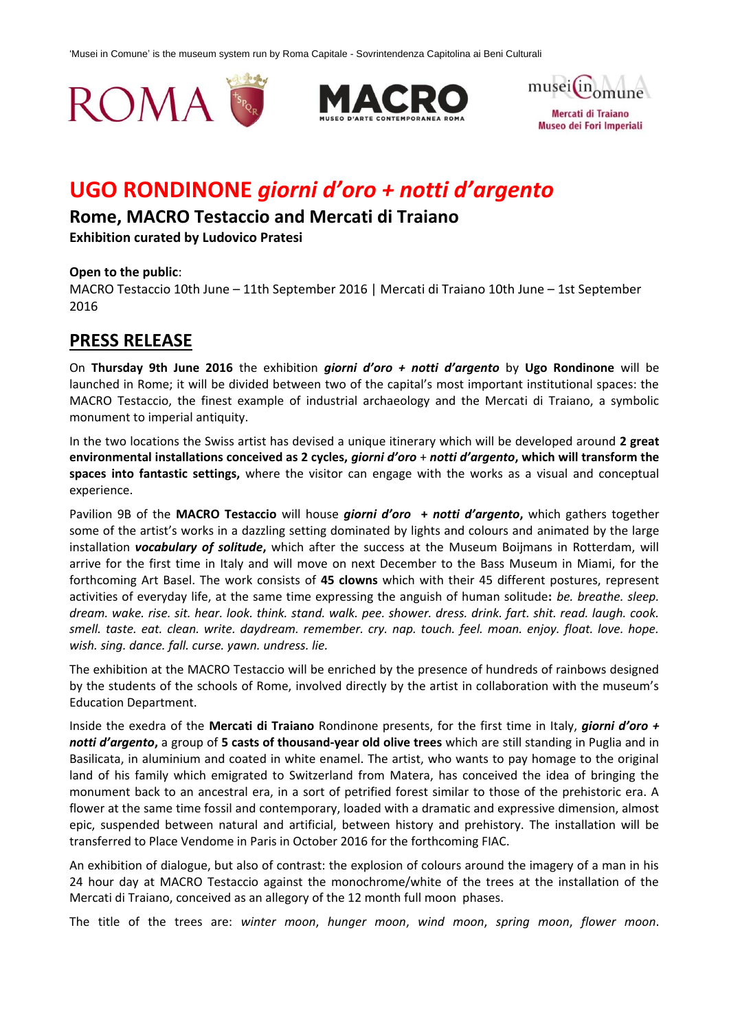'Musei in Comune' is the museum system run by Roma Capitale - Sovrintendenza Capitolina ai Beni Culturali

ROMA MACRO MUSEO D'ARTE CONTEMPORANEA ROMA musei in comune Mercati di Traiano Museo dei Fori Imperiali

# UGO RONDINONE *giorni d'oro + notti d'argento*

## Rome, MACRO Testaccio and Mercati di Traiano

**Exhibition curated by Ludovico Pratesi**

**Open to the public**:
MACRO Testaccio 10th June – 11th September 2016 | Mercati di Traiano 10th June – 1st September 2016

## PRESS RELEASE

On **Thursday 9th June 2016** the exhibition ***giorni d'oro + notti d'argento*** by **Ugo Rondinone** will be launched in Rome; it will be divided between two of the capital's most important institutional spaces: the MACRO Testaccio, the finest example of industrial archaeology and the Mercati di Traiano, a symbolic monument to imperial antiquity.

In the two locations the Swiss artist has devised a unique itinerary which will be developed around **2 great environmental installations conceived as 2 cycles, *giorni d'oro* + *notti d'argento*, which will transform the spaces into fantastic settings,** where the visitor can engage with the works as a visual and conceptual experience.

Pavilion 9B of the **MACRO Testaccio** will house ***giorni d'oro + notti d'argento*,** which gathers together some of the artist's works in a dazzling setting dominated by lights and colours and animated by the large installation ***vocabulary of solitude*,** which after the success at the Museum Boijmans in Rotterdam, will arrive for the first time in Italy and will move on next December to the Bass Museum in Miami, for the forthcoming Art Basel. The work consists of **45 clowns** which with their 45 different postures, represent activities of everyday life, at the same time expressing the anguish of human solitude**:** *be. breathe. sleep. dream. wake. rise. sit. hear. look. think. stand. walk. pee. shower. dress. drink. fart. shit. read. laugh. cook. smell. taste. eat. clean. write. daydream. remember. cry. nap. touch. feel. moan. enjoy. float. love. hope. wish. sing. dance. fall. curse. yawn. undress. lie.*

The exhibition at the MACRO Testaccio will be enriched by the presence of hundreds of rainbows designed by the students of the schools of Rome, involved directly by the artist in collaboration with the museum's Education Department.

Inside the exedra of the **Mercati di Traiano** Rondinone presents, for the first time in Italy, ***giorni d'oro + notti d'argento*,** a group of **5 casts of thousand-year old olive trees** which are still standing in Puglia and in Basilicata, in aluminium and coated in white enamel. The artist, who wants to pay homage to the original land of his family which emigrated to Switzerland from Matera, has conceived the idea of bringing the monument back to an ancestral era, in a sort of petrified forest similar to those of the prehistoric era. A flower at the same time fossil and contemporary, loaded with a dramatic and expressive dimension, almost epic, suspended between natural and artificial, between history and prehistory. The installation will be transferred to Place Vendome in Paris in October 2016 for the forthcoming FIAC.

An exhibition of dialogue, but also of contrast: the explosion of colours around the imagery of a man in his 24 hour day at MACRO Testaccio against the monochrome/white of the trees at the installation of the Mercati di Traiano, conceived as an allegory of the 12 month full moon phases.

The title of the trees are: *winter moon*, *hunger moon*, *wind moon*, *spring moon*, *flower moon*.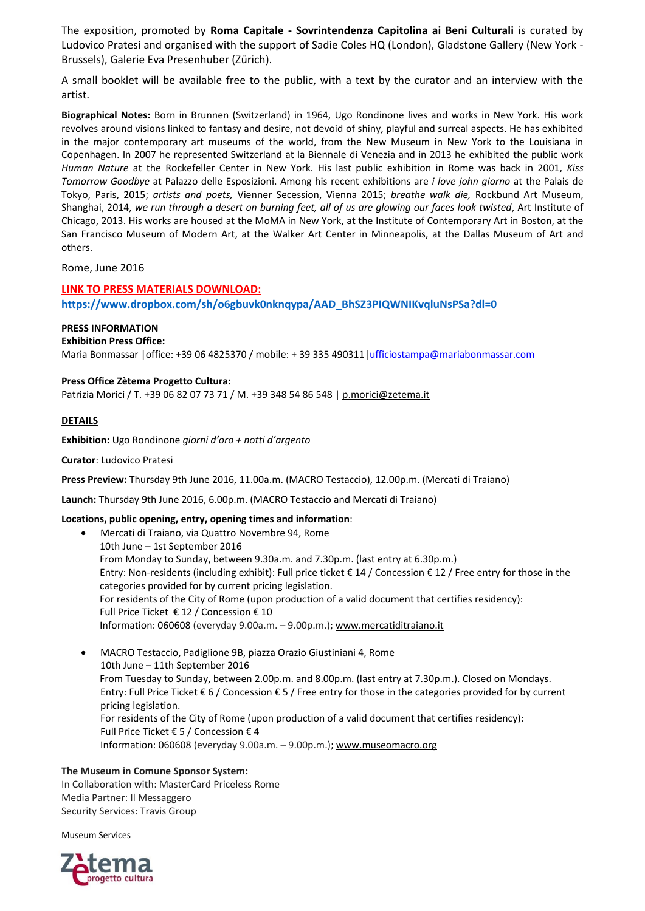The exposition, promoted by **Roma Capitale - Sovrintendenza Capitolina ai Beni Culturali** is curated by Ludovico Pratesi and organised with the support of Sadie Coles HQ (London), Gladstone Gallery (New York - Brussels), Galerie Eva Presenhuber (Zürich).

A small booklet will be available free to the public, with a text by the curator and an interview with the artist.

**Biographical Notes:** Born in Brunnen (Switzerland) in 1964, Ugo Rondinone lives and works in New York. His work revolves around visions linked to fantasy and desire, not devoid of shiny, playful and surreal aspects. He has exhibited in the major contemporary art museums of the world, from the New Museum in New York to the Louisiana in Copenhagen. In 2007 he represented Switzerland at la Biennale di Venezia and in 2013 he exhibited the public work *Human Nature* at the Rockefeller Center in New York. His last public exhibition in Rome was back in 2001, *Kiss Tomorrow Goodbye* at Palazzo delle Esposizioni. Among his recent exhibitions are *i love john giorno* at the Palais de Tokyo, Paris, 2015; *artists and poets,* Vienner Secession, Vienna 2015; *breathe walk die,* Rockbund Art Museum, Shanghai, 2014, *we run through a desert on burning feet, all of us are glowing our faces look twisted*, Art Institute of Chicago, 2013. His works are housed at the MoMA in New York, at the Institute of Contemporary Art in Boston, at the San Francisco Museum of Modern Art, at the Walker Art Center in Minneapolis, at the Dallas Museum of Art and others.

Rome, June 2016

**LINK TO PRESS MATERIALS DOWNLOAD:**
**https://www.dropbox.com/sh/o6gbuvk0nknqypa/AAD_BhSZ3PIQWNIKvqluNsPSa?dl=0**

**PRESS INFORMATION**

**Exhibition Press Office:**
Maria Bonmassar |office: +39 06 4825370 / mobile: + 39 335 490311|ufficiostampa@mariabonmassar.com

**Press Office Zètema Progetto Cultura:**
Patrizia Morici / T. +39 06 82 07 73 71 / M. +39 348 54 86 548 | p.morici@zetema.it

**DETAILS**

**Exhibition:** Ugo Rondinone *giorni d'oro + notti d'argento*

**Curator**: Ludovico Pratesi

**Press Preview:** Thursday 9th June 2016, 11.00a.m. (MACRO Testaccio), 12.00p.m. (Mercati di Traiano)

**Launch:** Thursday 9th June 2016, 6.00p.m. (MACRO Testaccio and Mercati di Traiano)

**Locations, public opening, entry, opening times and information**:

- Mercati di Traiano, via Quattro Novembre 94, Rome
  10th June – 1st September 2016
  From Monday to Sunday, between 9.30a.m. and 7.30p.m. (last entry at 6.30p.m.)
  Entry: Non-residents (including exhibit): Full price ticket € 14 / Concession € 12 / Free entry for those in the categories provided for by current pricing legislation.
  For residents of the City of Rome (upon production of a valid document that certifies residency):
  Full Price Ticket € 12 / Concession € 10
  Information: 060608 (everyday 9.00a.m. – 9.00p.m.); www.mercatiditraiano.it

- MACRO Testaccio, Padiglione 9B, piazza Orazio Giustiniani 4, Rome
  10th June – 11th September 2016
  From Tuesday to Sunday, between 2.00p.m. and 8.00p.m. (last entry at 7.30p.m.). Closed on Mondays.
  Entry: Full Price Ticket € 6 / Concession € 5 / Free entry for those in the categories provided for by current pricing legislation.
  For residents of the City of Rome (upon production of a valid document that certifies residency):
  Full Price Ticket € 5 / Concession € 4
  Information: 060608 (everyday 9.00a.m. – 9.00p.m.); www.museomacro.org

**The Museum in Comune Sponsor System:**
In Collaboration with: MasterCard Priceless Rome
Media Partner: Il Messaggero
Security Services: Travis Group

Museum Services

Zètema progetto cultura